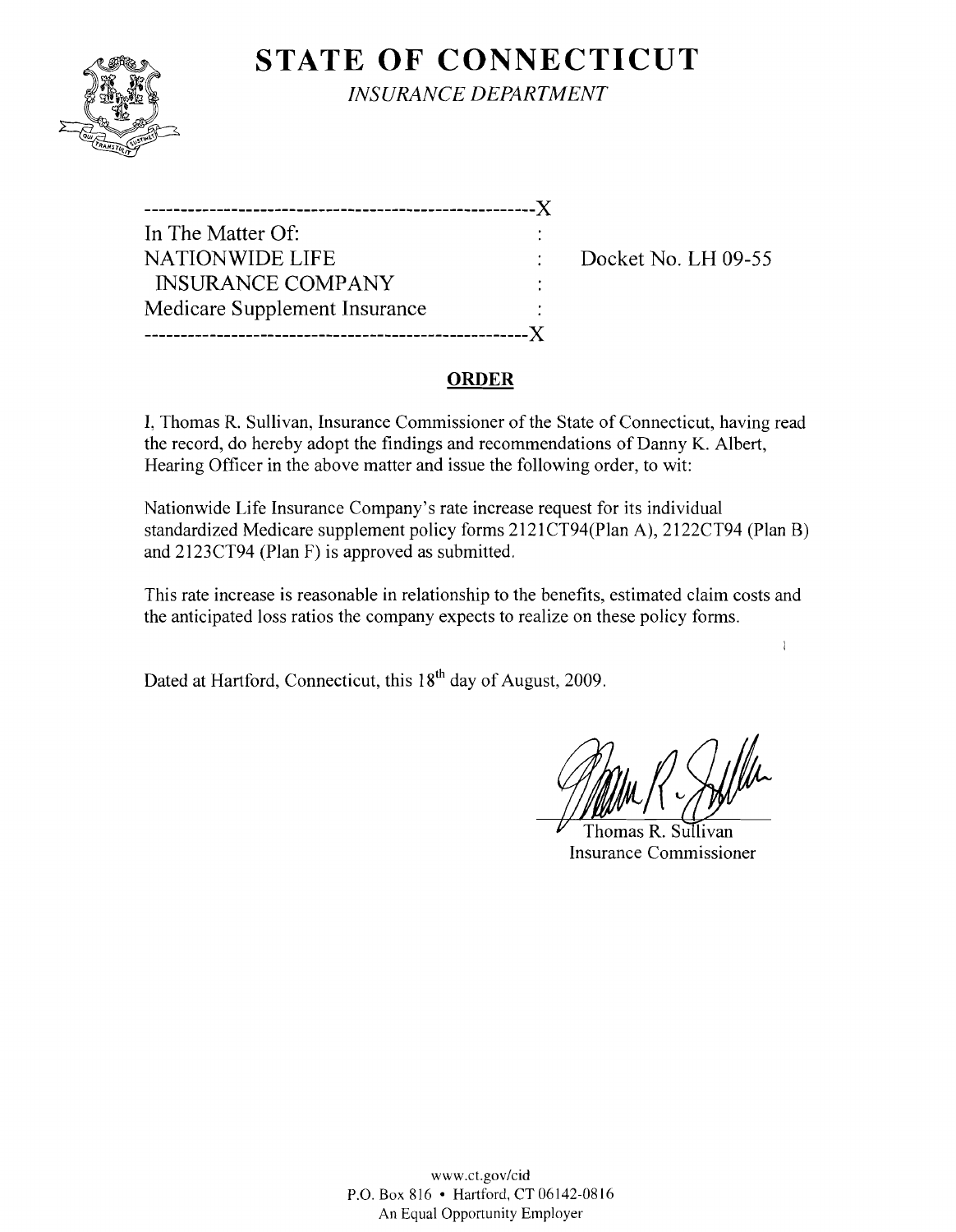# STATE OF CONNECTICUT

*INSURANCE DEPARTMENT*

```
-----------------------------------------------------X
In The Matter Of:                                    :
NATIONWIDE LIFE                                      :     Docket No. LH 09-55
  INSURANCE COMPANY                                  :
Medicare Supplement Insurance                        :
-----------------------------------------------------X
```

## ORDER

I, Thomas R. Sullivan, Insurance Commissioner of the State of Connecticut, having read the record, do hereby adopt the findings and recommendations of Danny K. Albert, Hearing Officer in the above matter and issue the following order, to wit:

Nationwide Life Insurance Company's rate increase request for its individual standardized Medicare supplement policy forms 2121CT94(Plan A), 2122CT94 (Plan B) and 2123CT94 (Plan F) is approved as submitted.

This rate increase is reasonable in relationship to the benefits, estimated claim costs and the anticipated loss ratios the company expects to realize on these policy forms.

Dated at Hartford, Connecticut, this 18th day of August, 2009.

Thomas R. Sullivan
Insurance Commissioner

www.ct.gov/cid
P.O. Box 816 • Hartford, CT 06142-0816
An Equal Opportunity Employer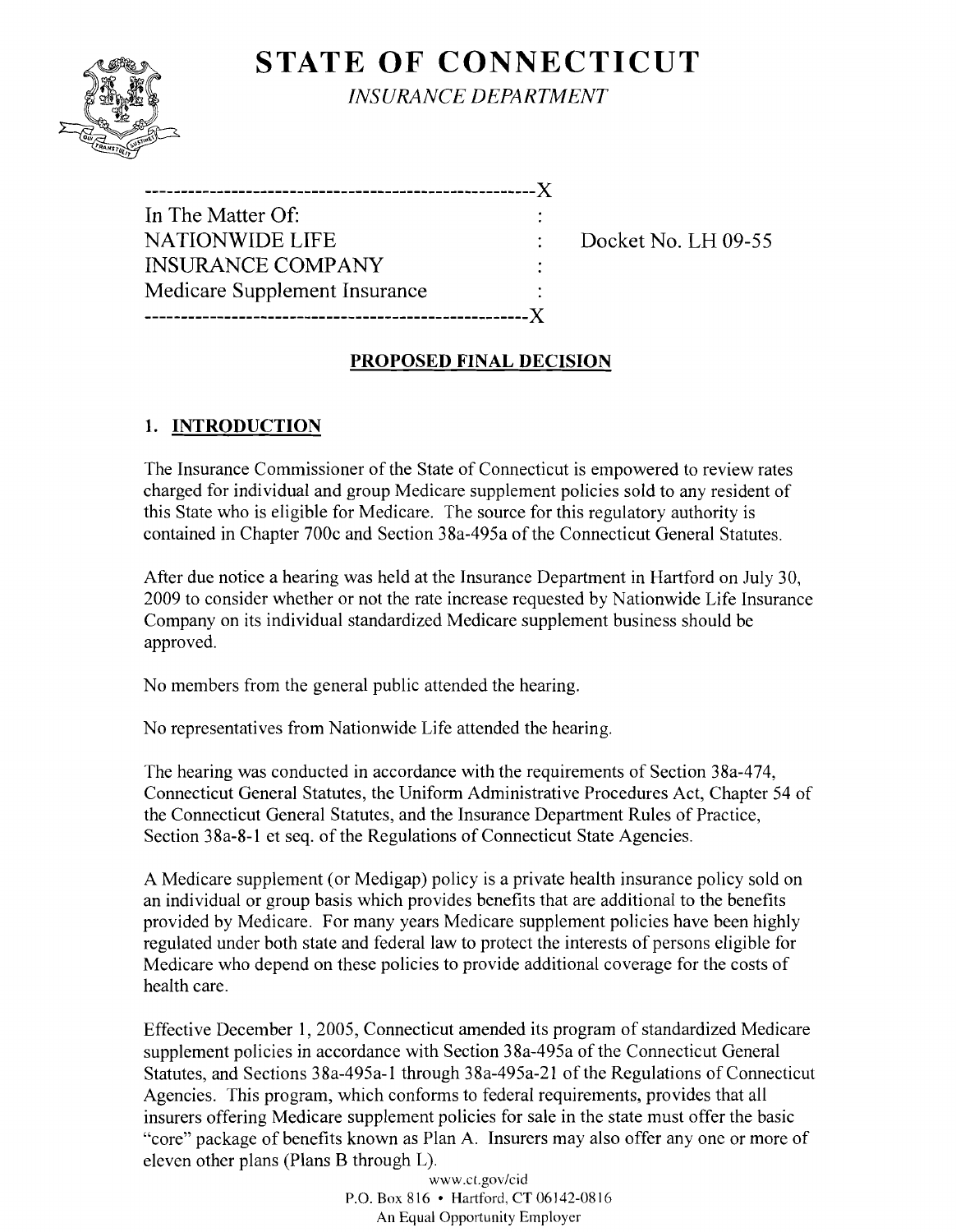# STATE OF CONNECTICUT

*INSURANCE DEPARTMENT*

```
----------------------------------------------------X
In The Matter Of:                                    :
NATIONWIDE LIFE                                      :     Docket No. LH 09-55
INSURANCE COMPANY                                    :
Medicare Supplement Insurance                        :
----------------------------------------------------X
```

**PROPOSED FINAL DECISION**

## 1. INTRODUCTION

The Insurance Commissioner of the State of Connecticut is empowered to review rates charged for individual and group Medicare supplement policies sold to any resident of this State who is eligible for Medicare. The source for this regulatory authority is contained in Chapter 700c and Section 38a-495a of the Connecticut General Statutes.

After due notice a hearing was held at the Insurance Department in Hartford on July 30, 2009 to consider whether or not the rate increase requested by Nationwide Life Insurance Company on its individual standardized Medicare supplement business should be approved.

No members from the general public attended the hearing.

No representatives from Nationwide Life attended the hearing.

The hearing was conducted in accordance with the requirements of Section 38a-474, Connecticut General Statutes, the Uniform Administrative Procedures Act, Chapter 54 of the Connecticut General Statutes, and the Insurance Department Rules of Practice, Section 38a-8-1 et seq. of the Regulations of Connecticut State Agencies.

A Medicare supplement (or Medigap) policy is a private health insurance policy sold on an individual or group basis which provides benefits that are additional to the benefits provided by Medicare. For many years Medicare supplement policies have been highly regulated under both state and federal law to protect the interests of persons eligible for Medicare who depend on these policies to provide additional coverage for the costs of health care.

Effective December 1, 2005, Connecticut amended its program of standardized Medicare supplement policies in accordance with Section 38a-495a of the Connecticut General Statutes, and Sections 38a-495a-1 through 38a-495a-21 of the Regulations of Connecticut Agencies. This program, which conforms to federal requirements, provides that all insurers offering Medicare supplement policies for sale in the state must offer the basic "core" package of benefits known as Plan A. Insurers may also offer any one or more of eleven other plans (Plans B through L).

www.ct.gov/cid
P.O. Box 816 • Hartford, CT 06142-0816
An Equal Opportunity Employer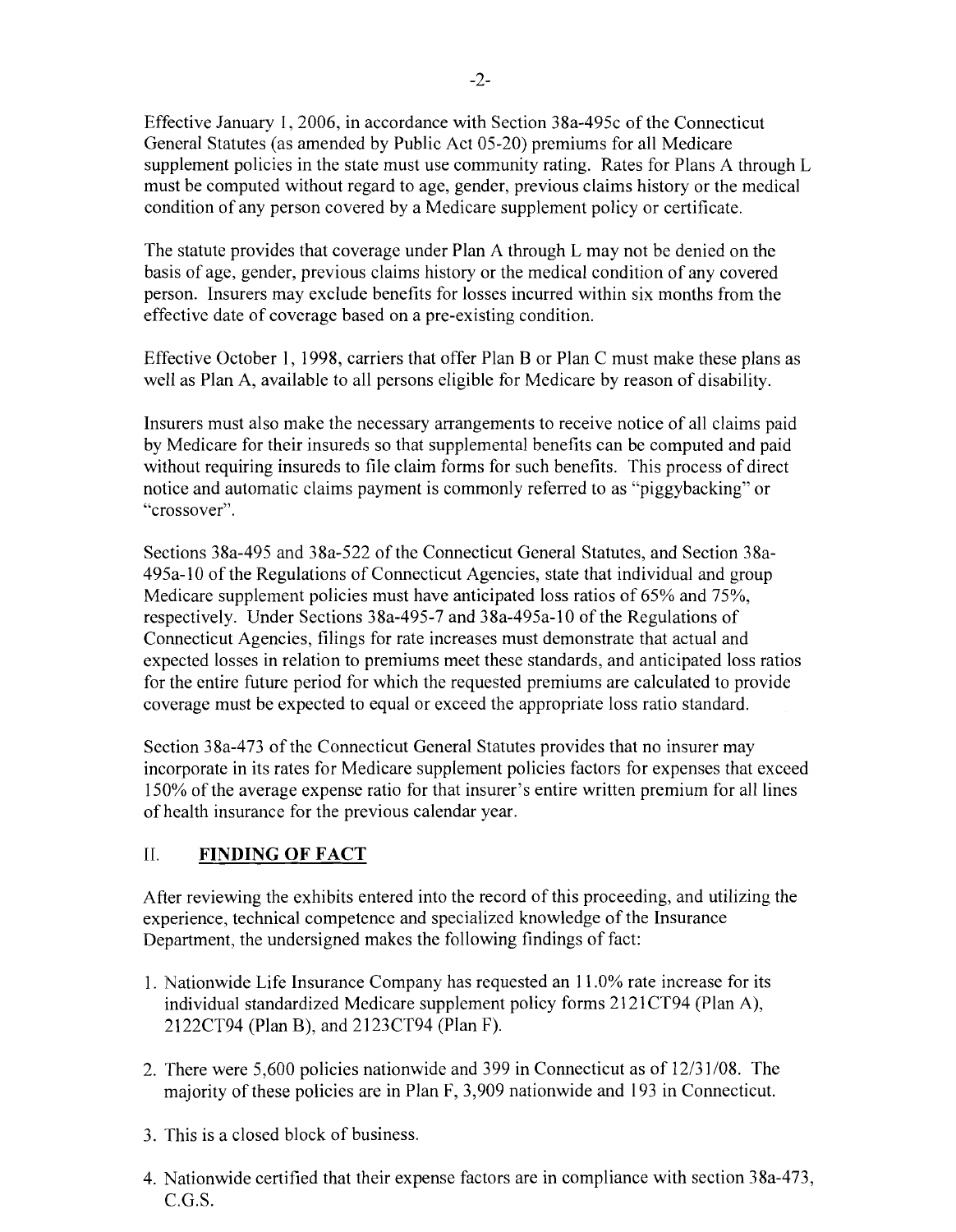Effective January 1, 2006, in accordance with Section 38a-495c of the Connecticut General Statutes (as amended by Public Act 05-20) premiums for all Medicare supplement policies in the state must use community rating. Rates for Plans A through L must be computed without regard to age, gender, previous claims history or the medical condition of any person covered by a Medicare supplement policy or certificate.

The statute provides that coverage under Plan A through L may not be denied on the basis of age, gender, previous claims history or the medical condition of any covered person. Insurers may exclude benefits for losses incurred within six months from the effective date of coverage based on a pre-existing condition.

Effective October 1, 1998, carriers that offer Plan B or Plan C must make these plans as well as Plan A, available to all persons eligible for Medicare by reason of disability.

Insurers must also make the necessary arrangements to receive notice of all claims paid by Medicare for their insureds so that supplemental benefits can be computed and paid without requiring insureds to file claim forms for such benefits. This process of direct notice and automatic claims payment is commonly referred to as "piggybacking" or "crossover".

Sections 38a-495 and 38a-522 of the Connecticut General Statutes, and Section 38a-495a-10 of the Regulations of Connecticut Agencies, state that individual and group Medicare supplement policies must have anticipated loss ratios of 65% and 75%, respectively. Under Sections 38a-495-7 and 38a-495a-10 of the Regulations of Connecticut Agencies, filings for rate increases must demonstrate that actual and expected losses in relation to premiums meet these standards, and anticipated loss ratios for the entire future period for which the requested premiums are calculated to provide coverage must be expected to equal or exceed the appropriate loss ratio standard.

Section 38a-473 of the Connecticut General Statutes provides that no insurer may incorporate in its rates for Medicare supplement policies factors for expenses that exceed 150% of the average expense ratio for that insurer's entire written premium for all lines of health insurance for the previous calendar year.

## II. FINDING OF FACT

After reviewing the exhibits entered into the record of this proceeding, and utilizing the experience, technical competence and specialized knowledge of the Insurance Department, the undersigned makes the following findings of fact:

1. Nationwide Life Insurance Company has requested an 11.0% rate increase for its individual standardized Medicare supplement policy forms 2121CT94 (Plan A), 2122CT94 (Plan B), and 2123CT94 (Plan F).
2. There were 5,600 policies nationwide and 399 in Connecticut as of 12/31/08. The majority of these policies are in Plan F, 3,909 nationwide and 193 in Connecticut.
3. This is a closed block of business.
4. Nationwide certified that their expense factors are in compliance with section 38a-473, C.G.S.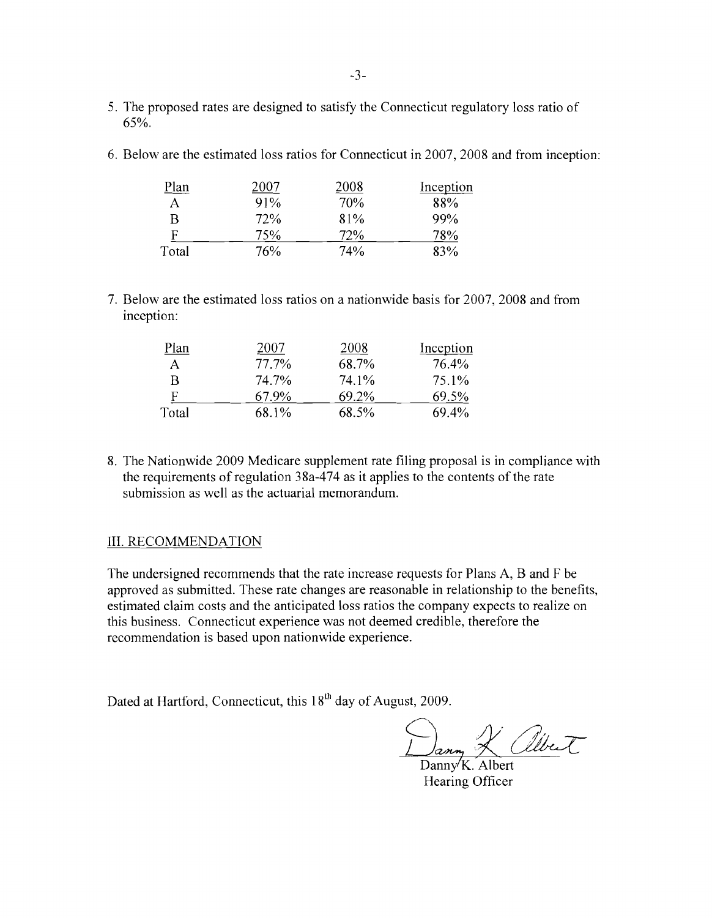5. The proposed rates are designed to satisfy the Connecticut regulatory loss ratio of 65%.

6. Below are the estimated loss ratios for Connecticut in 2007, 2008 and from inception:

| Plan | 2007 | 2008 | Inception |
|---|---|---|---|
| A | 91% | 70% | 88% |
| B | 72% | 81% | 99% |
| F | 75% | 72% | 78% |
| Total | 76% | 74% | 83% |

7. Below are the estimated loss ratios on a nationwide basis for 2007, 2008 and from inception:

| Plan | 2007 | 2008 | Inception |
|---|---|---|---|
| A | 77.7% | 68.7% | 76.4% |
| B | 74.7% | 74.1% | 75.1% |
| F | 67.9% | 69.2% | 69.5% |
| Total | 68.1% | 68.5% | 69.4% |

8. The Nationwide 2009 Medicare supplement rate filing proposal is in compliance with the requirements of regulation 38a-474 as it applies to the contents of the rate submission as well as the actuarial memorandum.

## III. RECOMMENDATION

The undersigned recommends that the rate increase requests for Plans A, B and F be approved as submitted. These rate changes are reasonable in relationship to the benefits, estimated claim costs and the anticipated loss ratios the company expects to realize on this business. Connecticut experience was not deemed credible, therefore the recommendation is based upon nationwide experience.

Dated at Hartford, Connecticut, this 18th day of August, 2009.

Danny K. Albert
Hearing Officer